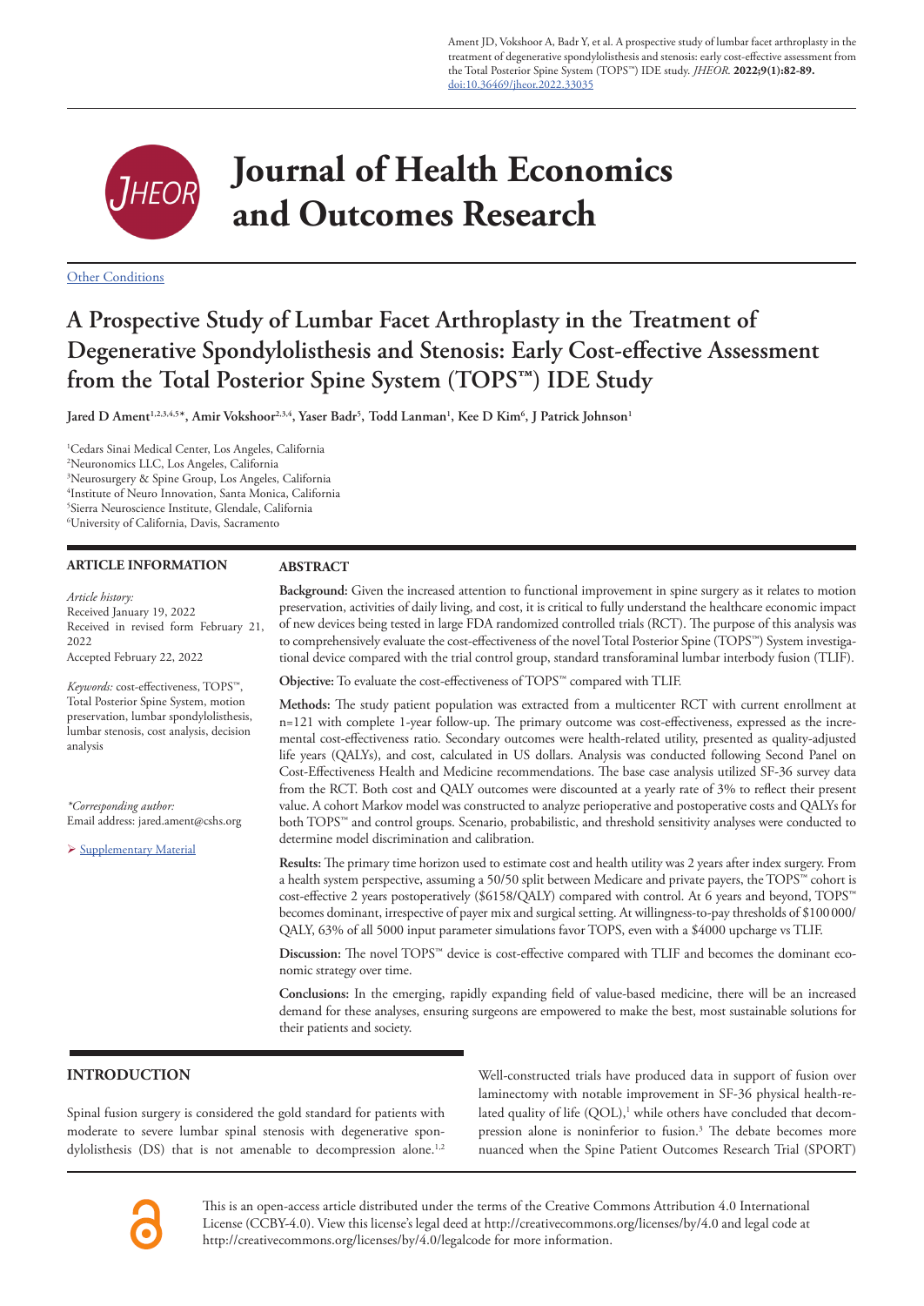Ament JD, Vokshoor A, Badr Y, et al. A prospective study of lumbar facet arthroplasty in the treatment of degenerative spondylolisthesis and stenosis: early cost-effective assessment from the Total Posterior Spine System (TOPS™) IDE study. *JHEOR.* **2022;9(1):82-89.** doi:10.36469/jheor.2022.33035

# Journal of Health Economics and Outcomes Research

Other Conditions

# A Prospective Study of Lumbar Facet Arthroplasty in the Treatment of Degenerative Spondylolisthesis and Stenosis: Early Cost-effective Assessment from the Total Posterior Spine System (TOPS™) IDE Study

**Jared D Ament[1,2,3,4,5*], Amir Vokshoor[2,3,4], Yaser Badr[5], Todd Lanman[1], Kee D Kim[6], J Patrick Johnson[1]**

[1]Cedars Sinai Medical Center, Los Angeles, California
[2]Neuronomics LLC, Los Angeles, California
[3]Neurosurgery & Spine Group, Los Angeles, California
[4]Institute of Neuro Innovation, Santa Monica, California
[5]Sierra Neuroscience Institute, Glendale, California
[6]University of California, Davis, Sacramento

## ARTICLE INFORMATION

*Article history:*
Received January 19, 2022
Received in revised form February 21, 2022
Accepted February 22, 2022

*Keywords:* cost-effectiveness, TOPS™, Total Posterior Spine System, motion preservation, lumbar spondylolisthesis, lumbar stenosis, cost analysis, decision analysis

*\*Corresponding author:*
Email address: jared.ament@cshs.org

➤ Supplementary Material

## ABSTRACT

**Background:** Given the increased attention to functional improvement in spine surgery as it relates to motion preservation, activities of daily living, and cost, it is critical to fully understand the healthcare economic impact of new devices being tested in large FDA randomized controlled trials (RCT). The purpose of this analysis was to comprehensively evaluate the cost-effectiveness of the novel Total Posterior Spine (TOPS™) System investigational device compared with the trial control group, standard transforaminal lumbar interbody fusion (TLIF).

**Objective:** To evaluate the cost-effectiveness of TOPS™ compared with TLIF.

**Methods:** The study patient population was extracted from a multicenter RCT with current enrollment at n=121 with complete 1-year follow-up. The primary outcome was cost-effectiveness, expressed as the incremental cost-effectiveness ratio. Secondary outcomes were health-related utility, presented as quality-adjusted life years (QALYs), and cost, calculated in US dollars. Analysis was conducted following Second Panel on Cost-Effectiveness Health and Medicine recommendations. The base case analysis utilized SF-36 survey data from the RCT. Both cost and QALY outcomes were discounted at a yearly rate of 3% to reflect their present value. A cohort Markov model was constructed to analyze perioperative and postoperative costs and QALYs for both TOPS™ and control groups. Scenario, probabilistic, and threshold sensitivity analyses were conducted to determine model discrimination and calibration.

**Results:** The primary time horizon used to estimate cost and health utility was 2 years after index surgery. From a health system perspective, assuming a 50/50 split between Medicare and private payers, the TOPS™ cohort is cost-effective 2 years postoperatively ($6158/QALY) compared with control. At 6 years and beyond, TOPS™ becomes dominant, irrespective of payer mix and surgical setting. At willingness-to-pay thresholds of $100 000/QALY, 63% of all 5000 input parameter simulations favor TOPS, even with a $4000 upcharge vs TLIF.

**Discussion:** The novel TOPS™ device is cost-effective compared with TLIF and becomes the dominant economic strategy over time.

**Conclusions:** In the emerging, rapidly expanding field of value-based medicine, there will be an increased demand for these analyses, ensuring surgeons are empowered to make the best, most sustainable solutions for their patients and society.

## INTRODUCTION

Spinal fusion surgery is considered the gold standard for patients with moderate to severe lumbar spinal stenosis with degenerative spondylolisthesis (DS) that is not amenable to decompression alone.[1,2] Well-constructed trials have produced data in support of fusion over laminectomy with notable improvement in SF-36 physical health-related quality of life (QOL),[1] while others have concluded that decompression alone is noninferior to fusion.[3] The debate becomes more nuanced when the Spine Patient Outcomes Research Trial (SPORT)

This is an open-access article distributed under the terms of the Creative Commons Attribution 4.0 International License (CCBY-4.0). View this license's legal deed at http://creativecommons.org/licenses/by/4.0 and legal code at http://creativecommons.org/licenses/by/4.0/legalcode for more information.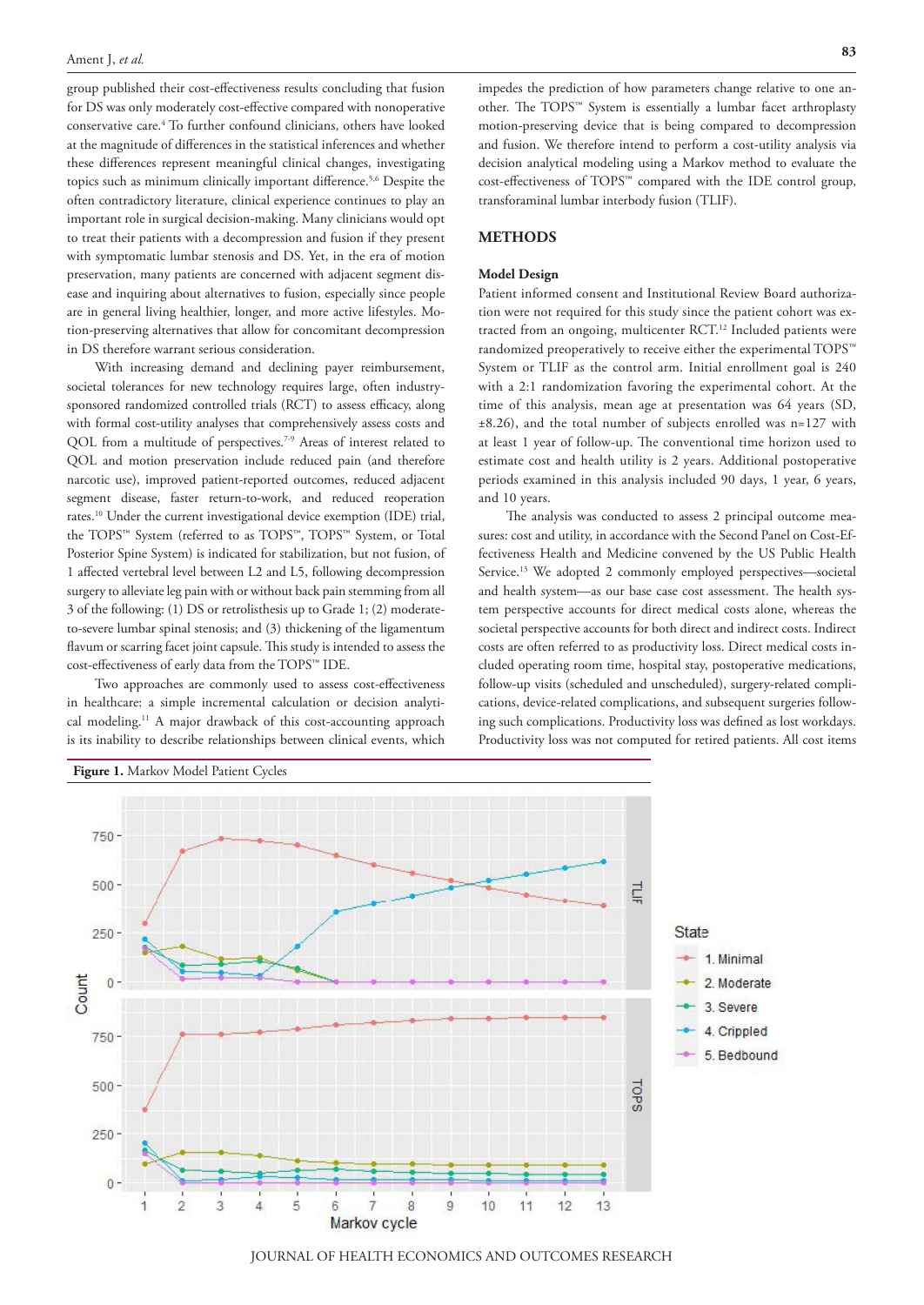group published their cost-effectiveness results concluding that fusion for DS was only moderately cost-effective compared with nonoperative conservative care.[4] To further confound clinicians, others have looked at the magnitude of differences in the statistical inferences and whether these differences represent meaningful clinical changes, investigating topics such as minimum clinically important difference.[5,6] Despite the often contradictory literature, clinical experience continues to play an important role in surgical decision-making. Many clinicians would opt to treat their patients with a decompression and fusion if they present with symptomatic lumbar stenosis and DS. Yet, in the era of motion preservation, many patients are concerned with adjacent segment disease and inquiring about alternatives to fusion, especially since people are in general living healthier, longer, and more active lifestyles. Motion-preserving alternatives that allow for concomitant decompression in DS therefore warrant serious consideration.

With increasing demand and declining payer reimbursement, societal tolerances for new technology requires large, often industry-sponsored randomized controlled trials (RCT) to assess efficacy, along with formal cost-utility analyses that comprehensively assess costs and QOL from a multitude of perspectives.[7-9] Areas of interest related to QOL and motion preservation include reduced pain (and therefore narcotic use), improved patient-reported outcomes, reduced adjacent segment disease, faster return-to-work, and reduced reoperation rates.[10] Under the current investigational device exemption (IDE) trial, the TOPS™ System (referred to as TOPS™, TOPS™ System, or Total Posterior Spine System) is indicated for stabilization, but not fusion, of 1 affected vertebral level between L2 and L5, following decompression surgery to alleviate leg pain with or without back pain stemming from all 3 of the following: (1) DS or retrolisthesis up to Grade 1; (2) moderate-to-severe lumbar spinal stenosis; and (3) thickening of the ligamentum flavum or scarring facet joint capsule. This study is intended to assess the cost-effectiveness of early data from the TOPS™ IDE.

Two approaches are commonly used to assess cost-effectiveness in healthcare: a simple incremental calculation or decision analytical modeling.[11] A major drawback of this cost-accounting approach is its inability to describe relationships between clinical events, which impedes the prediction of how parameters change relative to one another. The TOPS™ System is essentially a lumbar facet arthroplasty motion-preserving device that is being compared to decompression and fusion. We therefore intend to perform a cost-utility analysis via decision analytical modeling using a Markov method to evaluate the cost-effectiveness of TOPS™ compared with the IDE control group, transforaminal lumbar interbody fusion (TLIF).

## METHODS

### Model Design

Patient informed consent and Institutional Review Board authorization were not required for this study since the patient cohort was extracted from an ongoing, multicenter RCT.[12] Included patients were randomized preoperatively to receive either the experimental TOPS™ System or TLIF as the control arm. Initial enrollment goal is 240 with a 2:1 randomization favoring the experimental cohort. At the time of this analysis, mean age at presentation was 64 years (SD, ±8.26), and the total number of subjects enrolled was n=127 with at least 1 year of follow-up. The conventional time horizon used to estimate cost and health utility is 2 years. Additional postoperative periods examined in this analysis included 90 days, 1 year, 6 years, and 10 years.

The analysis was conducted to assess 2 principal outcome measures: cost and utility, in accordance with the Second Panel on Cost-Effectiveness Health and Medicine convened by the US Public Health Service.[13] We adopted 2 commonly employed perspectives—societal and health system—as our base case cost assessment. The health system perspective accounts for direct medical costs alone, whereas the societal perspective accounts for both direct and indirect costs. Indirect costs are often referred to as productivity loss. Direct medical costs included operating room time, hospital stay, postoperative medications, follow-up visits (scheduled and unscheduled), surgery-related complications, device-related complications, and subsequent surgeries following such complications. Productivity loss was defined as lost workdays. Productivity loss was not computed for retired patients. All cost items

**Figure 1.** Markov Model Patient Cycles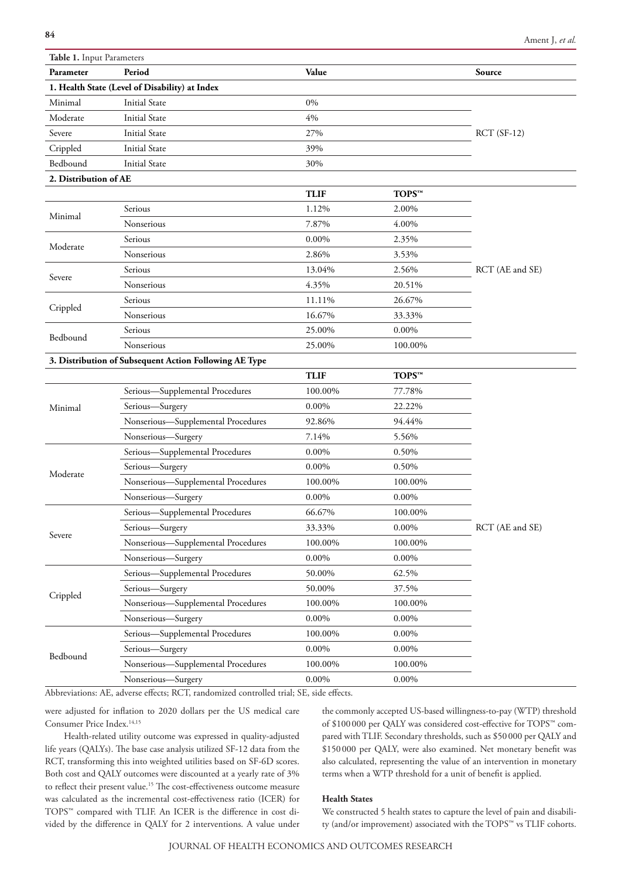**Table 1.** Input Parameters

| Parameter | Period | Value | | Source |
|---|---|---|---|---|
| **1. Health State (Level of Disability) at Index** | | | | |
| Minimal | Initial State | 0% | | RCT (SF-12) |
| Moderate | Initial State | 4% | | |
| Severe | Initial State | 27% | | |
| Crippled | Initial State | 39% | | |
| Bedbound | Initial State | 30% | | |
| **2. Distribution of AE** | | | | |
| | | **TLIF** | **TOPS™** | |
| Minimal | Serious | 1.12% | 2.00% | RCT (AE and SE) |
| | Nonserious | 7.87% | 4.00% | |
| Moderate | Serious | 0.00% | 2.35% | |
| | Nonserious | 2.86% | 3.53% | |
| Severe | Serious | 13.04% | 2.56% | |
| | Nonserious | 4.35% | 20.51% | |
| Crippled | Serious | 11.11% | 26.67% | |
| | Nonserious | 16.67% | 33.33% | |
| Bedbound | Serious | 25.00% | 0.00% | |
| | Nonserious | 25.00% | 100.00% | |
| **3. Distribution of Subsequent Action Following AE Type** | | | | |
| | | **TLIF** | **TOPS™** | |
| Minimal | Serious—Supplemental Procedures | 100.00% | 77.78% | RCT (AE and SE) |
| | Serious—Surgery | 0.00% | 22.22% | |
| | Nonserious—Supplemental Procedures | 92.86% | 94.44% | |
| | Nonserious—Surgery | 7.14% | 5.56% | |
| Moderate | Serious—Supplemental Procedures | 0.00% | 0.50% | |
| | Serious—Surgery | 0.00% | 0.50% | |
| | Nonserious—Supplemental Procedures | 100.00% | 100.00% | |
| | Nonserious—Surgery | 0.00% | 0.00% | |
| Severe | Serious—Supplemental Procedures | 66.67% | 100.00% | |
| | Serious—Surgery | 33.33% | 0.00% | |
| | Nonserious—Supplemental Procedures | 100.00% | 100.00% | |
| | Nonserious—Surgery | 0.00% | 0.00% | |
| Crippled | Serious—Supplemental Procedures | 50.00% | 62.5% | |
| | Serious—Surgery | 50.00% | 37.5% | |
| | Nonserious—Supplemental Procedures | 100.00% | 100.00% | |
| | Nonserious—Surgery | 0.00% | 0.00% | |
| Bedbound | Serious—Supplemental Procedures | 100.00% | 0.00% | |
| | Serious—Surgery | 0.00% | 0.00% | |
| | Nonserious—Supplemental Procedures | 100.00% | 100.00% | |
| | Nonserious—Surgery | 0.00% | 0.00% | |

Abbreviations: AE, adverse effects; RCT, randomized controlled trial; SE, side effects.

were adjusted for inflation to 2020 dollars per the US medical care Consumer Price Index.[14,15]

Health-related utility outcome was expressed in quality-adjusted life years (QALYs). The base case analysis utilized SF-12 data from the RCT, transforming this into weighted utilities based on SF-6D scores. Both cost and QALY outcomes were discounted at a yearly rate of 3% to reflect their present value.[15] The cost-effectiveness outcome measure was calculated as the incremental cost-effectiveness ratio (ICER) for TOPS™ compared with TLIF. An ICER is the difference in cost divided by the difference in QALY for 2 interventions. A value under the commonly accepted US-based willingness-to-pay (WTP) threshold of \$100 000 per QALY was considered cost-effective for TOPS™ compared with TLIF. Secondary thresholds, such as \$50 000 per QALY and \$150 000 per QALY, were also examined. Net monetary benefit was also calculated, representing the value of an intervention in monetary terms when a WTP threshold for a unit of benefit is applied.

#### Health States

We constructed 5 health states to capture the level of pain and disability (and/or improvement) associated with the TOPS™ vs TLIF cohorts.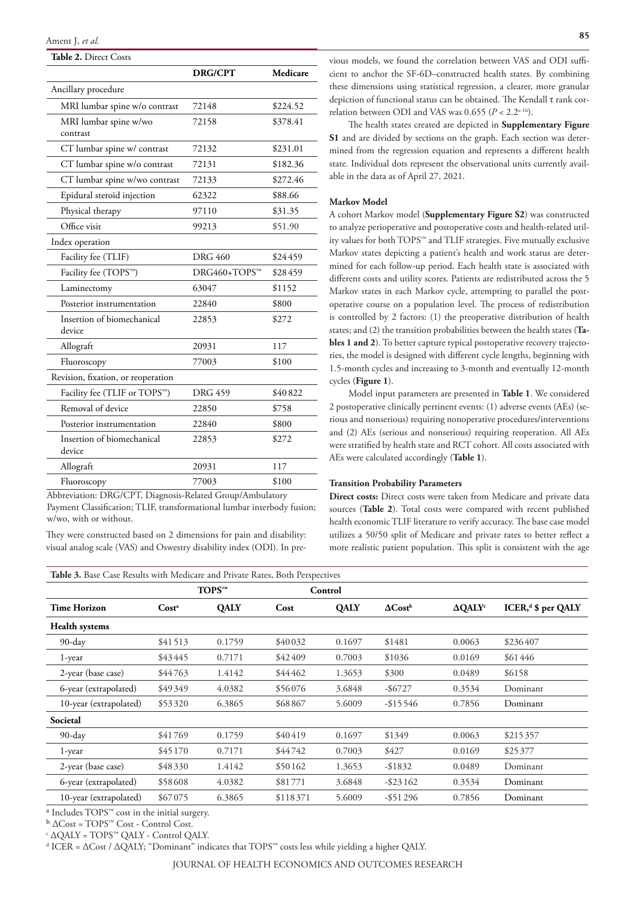**Table 2.** Direct Costs

| | DRG/CPT | Medicare |
|---|---|---|
| Ancillary procedure | | |
| MRI lumbar spine w/o contrast | 72148 | $224.52 |
| MRI lumbar spine w/wo contrast | 72158 | $378.41 |
| CT lumbar spine w/ contrast | 72132 | $231.01 |
| CT lumbar spine w/o contrast | 72131 | $182.36 |
| CT lumbar spine w/wo contrast | 72133 | $272.46 |
| Epidural steroid injection | 62322 | $88.66 |
| Physical therapy | 97110 | $31.35 |
| Office visit | 99213 | $51.90 |
| Index operation | | |
| Facility fee (TLIF) | DRG 460 | $24459 |
| Facility fee (TOPS™) | DRG460+TOPS™ | $28459 |
| Laminectomy | 63047 | $1152 |
| Posterior instrumentation | 22840 | $800 |
| Insertion of biomechanical device | 22853 | $272 |
| Allograft | 20931 | 117 |
| Fluoroscopy | 77003 | $100 |
| Revision, fixation, or reoperation | | |
| Facility fee (TLIF or TOPS™) | DRG 459 | $40822 |
| Removal of device | 22850 | $758 |
| Posterior instrumentation | 22840 | $800 |
| Insertion of biomechanical device | 22853 | $272 |
| Allograft | 20931 | 117 |
| Fluoroscopy | 77003 | $100 |

Abbreviation: DRG/CPT, Diagnosis-Related Group/Ambulatory Payment Classification; TLIF, transformational lumbar interbody fusion; w/wo, with or without.

They were constructed based on 2 dimensions for pain and disability: visual analog scale (VAS) and Oswestry disability index (ODI). In previous models, we found the correlation between VAS and ODI sufficient to anchor the SF-6D–constructed health states. By combining these dimensions using statistical regression, a clearer, more granular depiction of functional status can be obtained. The Kendall τ rank correlation between ODI and VAS was 0.655 ($P < 2.2^{e-16}$).

The health states created are depicted in **Supplementary Figure S1** and are divided by sections on the graph. Each section was determined from the regression equation and represents a different health state. Individual dots represent the observational units currently available in the data as of April 27, 2021.

**Markov Model**

A cohort Markov model (**Supplementary Figure S2**) was constructed to analyze perioperative and postoperative costs and health-related utility values for both TOPS™ and TLIF strategies. Five mutually exclusive Markov states depicting a patient's health and work status are determined for each follow-up period. Each health state is associated with different costs and utility scores. Patients are redistributed across the 5 Markov states in each Markov cycle, attempting to parallel the postoperative course on a population level. The process of redistribution is controlled by 2 factors: (1) the preoperative distribution of health states; and (2) the transition probabilities between the health states (**Tables 1 and 2**). To better capture typical postoperative recovery trajectories, the model is designed with different cycle lengths, beginning with 1.5-month cycles and increasing to 3-month and eventually 12-month cycles (**Figure 1**).

Model input parameters are presented in **Table 1**. We considered 2 postoperative clinically pertinent events: (1) adverse events (AEs) (serious and nonserious) requiring nonoperative procedures/interventions and (2) AEs (serious and nonserious) requiring reoperation. All AEs were stratified by health state and RCT cohort. All costs associated with AEs were calculated accordingly (**Table 1**).

**Transition Probability Parameters**

**Direct costs:** Direct costs were taken from Medicare and private data sources (**Table 2**). Total costs were compared with recent published health economic TLIF literature to verify accuracy. The base case model utilizes a 50/50 split of Medicare and private rates to better reflect a more realistic patient population. This split is consistent with the age

**Table 3.** Base Case Results with Medicare and Private Rates, Both Perspectives

| | TOPS™ | | Control | | | | |
|---|---|---|---|---|---|---|---|
| Time Horizon | Cost[a] | QALY | Cost | QALY | ΔCost[b] | ΔQALY[c] | ICER,[d] $ per QALY |
| **Health systems** | | | | | | | |
| 90-day | $41513 | 0.1759 | $40032 | 0.1697 | $1481 | 0.0063 | $236407 |
| 1-year | $43445 | 0.7171 | $42409 | 0.7003 | $1036 | 0.0169 | $61446 |
| 2-year (base case) | $44763 | 1.4142 | $44462 | 1.3653 | $300 | 0.0489 | $6158 |
| 6-year (extrapolated) | $49349 | 4.0382 | $56076 | 3.6848 | -$6727 | 0.3534 | Dominant |
| 10-year (extrapolated) | $53320 | 6.3865 | $68867 | 5.6009 | -$15546 | 0.7856 | Dominant |
| **Societal** | | | | | | | |
| 90-day | $41769 | 0.1759 | $40419 | 0.1697 | $1349 | 0.0063 | $215357 |
| 1-year | $45170 | 0.7171 | $44742 | 0.7003 | $427 | 0.0169 | $25377 |
| 2-year (base case) | $48330 | 1.4142 | $50162 | 1.3653 | -$1832 | 0.0489 | Dominant |
| 6-year (extrapolated) | $58608 | 4.0382 | $81771 | 3.6848 | -$23162 | 0.3534 | Dominant |
| 10-year (extrapolated) | $67075 | 6.3865 | $118371 | 5.6009 | -$51296 | 0.7856 | Dominant |

[a] Includes TOPS™ cost in the initial surgery.
[b] ΔCost = TOPS™ Cost - Control Cost.
[c] ΔQALY = TOPS™ QALY - Control QALY.
[d] ICER = ΔCost / ΔQALY; "Dominant" indicates that TOPS™ costs less while yielding a higher QALY.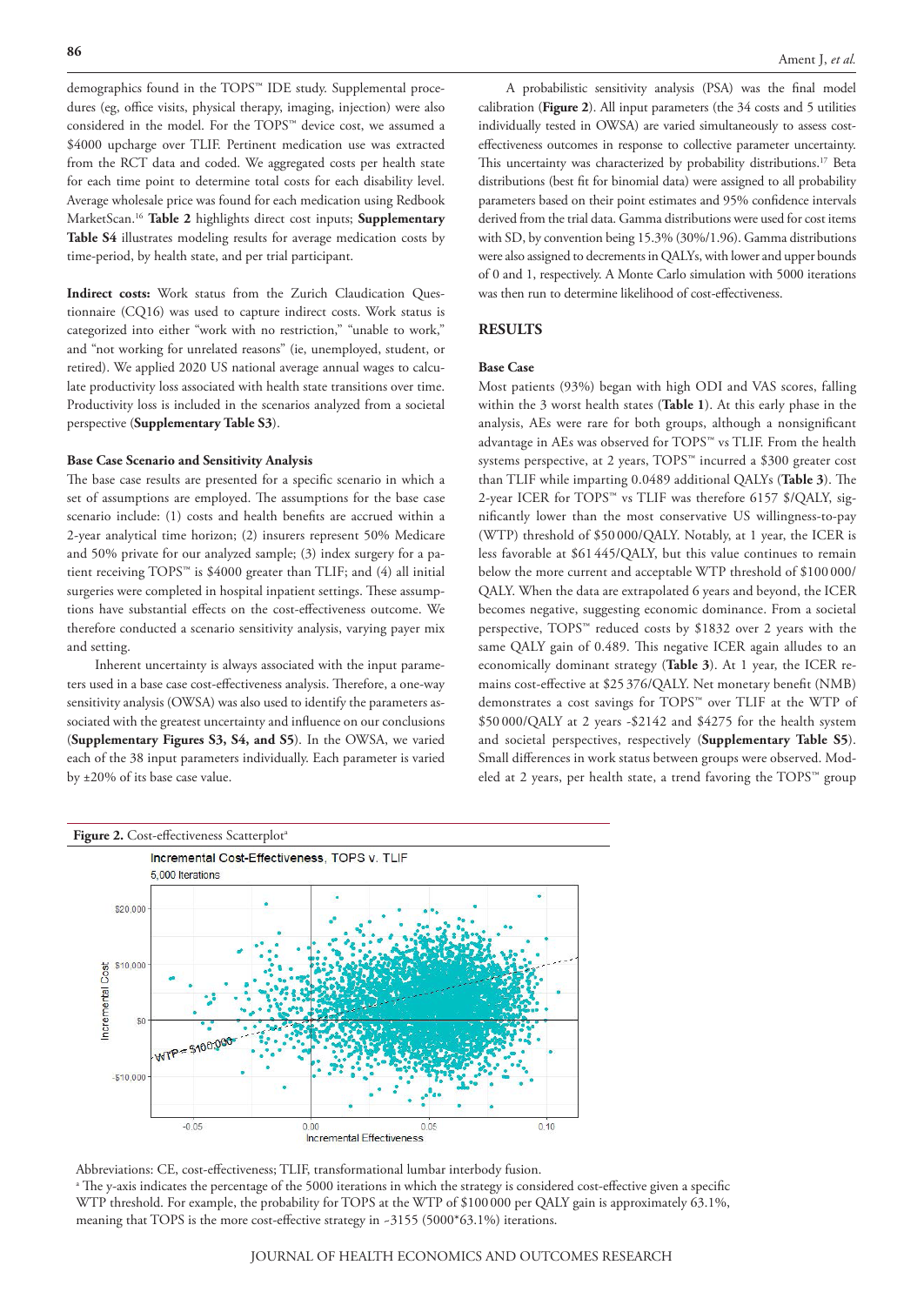demographics found in the TOPS™ IDE study. Supplemental procedures (eg, office visits, physical therapy, imaging, injection) were also considered in the model. For the TOPS™ device cost, we assumed a $4000 upcharge over TLIF. Pertinent medication use was extracted from the RCT data and coded. We aggregated costs per health state for each time point to determine total costs for each disability level. Average wholesale price was found for each medication using Redbook MarketScan.[16] **Table 2** highlights direct cost inputs; **Supplementary Table S4** illustrates modeling results for average medication costs by time-period, by health state, and per trial participant.

**Indirect costs:** Work status from the Zurich Claudication Questionnaire (CQ16) was used to capture indirect costs. Work status is categorized into either "work with no restriction," "unable to work," and "not working for unrelated reasons" (ie, unemployed, student, or retired). We applied 2020 US national average annual wages to calculate productivity loss associated with health state transitions over time. Productivity loss is included in the scenarios analyzed from a societal perspective (**Supplementary Table S3**).

### Base Case Scenario and Sensitivity Analysis

The base case results are presented for a specific scenario in which a set of assumptions are employed. The assumptions for the base case scenario include: (1) costs and health benefits are accrued within a 2-year analytical time horizon; (2) insurers represent 50% Medicare and 50% private for our analyzed sample; (3) index surgery for a patient receiving TOPS™ is $4000 greater than TLIF; and (4) all initial surgeries were completed in hospital inpatient settings. These assumptions have substantial effects on the cost-effectiveness outcome. We therefore conducted a scenario sensitivity analysis, varying payer mix and setting.

Inherent uncertainty is always associated with the input parameters used in a base case cost-effectiveness analysis. Therefore, a one-way sensitivity analysis (OWSA) was also used to identify the parameters associated with the greatest uncertainty and influence on our conclusions (**Supplementary Figures S3, S4, and S5**). In the OWSA, we varied each of the 38 input parameters individually. Each parameter is varied by ±20% of its base case value.

A probabilistic sensitivity analysis (PSA) was the final model calibration (**Figure 2**). All input parameters (the 34 costs and 5 utilities individually tested in OWSA) are varied simultaneously to assess cost-effectiveness outcomes in response to collective parameter uncertainty. This uncertainty was characterized by probability distributions.[17] Beta distributions (best fit for binomial data) were assigned to all probability parameters based on their point estimates and 95% confidence intervals derived from the trial data. Gamma distributions were used for cost items with SD, by convention being 15.3% (30%/1.96). Gamma distributions were also assigned to decrements in QALYs, with lower and upper bounds of 0 and 1, respectively. A Monte Carlo simulation with 5000 iterations was then run to determine likelihood of cost-effectiveness.

## RESULTS

### Base Case

Most patients (93%) began with high ODI and VAS scores, falling within the 3 worst health states (**Table 1**). At this early phase in the analysis, AEs were rare for both groups, although a nonsignificant advantage in AEs was observed for TOPS™ vs TLIF. From the health systems perspective, at 2 years, TOPS™ incurred a $300 greater cost than TLIF while imparting 0.0489 additional QALYs (**Table 3**). The 2-year ICER for TOPS™ vs TLIF was therefore 6157 $/QALY, significantly lower than the most conservative US willingness-to-pay (WTP) threshold of $50 000/QALY. Notably, at 1 year, the ICER is less favorable at $61 445/QALY, but this value continues to remain below the more current and acceptable WTP threshold of $100 000/QALY. When the data are extrapolated 6 years and beyond, the ICER becomes negative, suggesting economic dominance. From a societal perspective, TOPS™ reduced costs by $1832 over 2 years with the same QALY gain of 0.489. This negative ICER again alludes to an economically dominant strategy (**Table 3**). At 1 year, the ICER remains cost-effective at $25 376/QALY. Net monetary benefit (NMB) demonstrates a cost savings for TOPS™ over TLIF at the WTP of $50 000/QALY at 2 years -$2142 and $4275 for the health system and societal perspectives, respectively (**Supplementary Table S5**). Small differences in work status between groups were observed. Modeled at 2 years, per health state, a trend favoring the TOPS™ group

**Figure 2.** Cost-effectiveness Scatterplot[a]

Abbreviations: CE, cost-effectiveness; TLIF, transformational lumbar interbody fusion.

[a] The y-axis indicates the percentage of the 5000 iterations in which the strategy is considered cost-effective given a specific WTP threshold. For example, the probability for TOPS at the WTP of $100 000 per QALY gain is approximately 63.1%, meaning that TOPS is the more cost-effective strategy in ~3155 (5000*63.1%) iterations.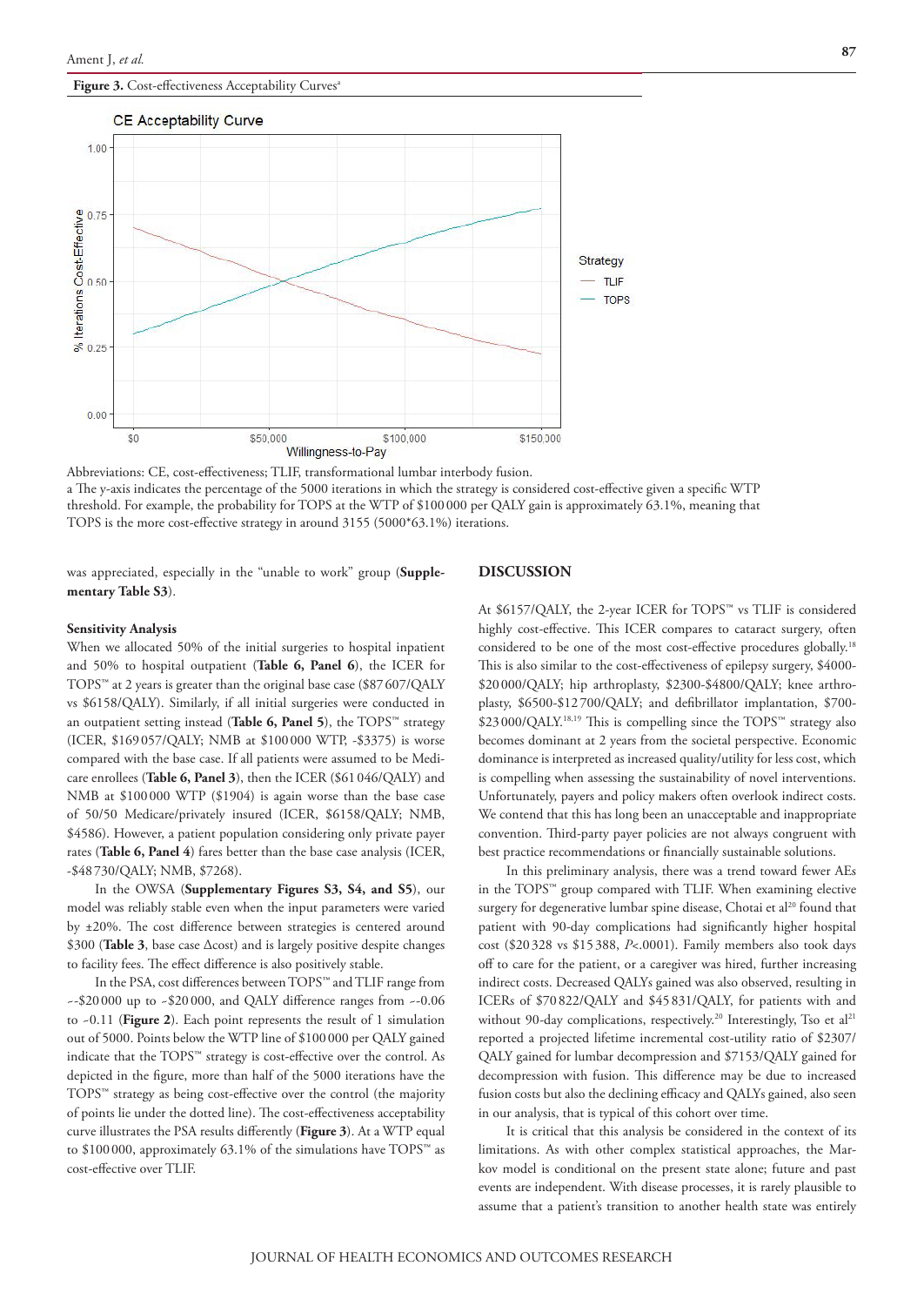**Figure 3.** Cost-effectiveness Acceptability Curves[a]

Abbreviations: CE, cost-effectiveness; TLIF, transformational lumbar interbody fusion.

a The y-axis indicates the percentage of the 5000 iterations in which the strategy is considered cost-effective given a specific WTP threshold. For example, the probability for TOPS at the WTP of $100 000 per QALY gain is approximately 63.1%, meaning that TOPS is the more cost-effective strategy in around 3155 (5000*63.1%) iterations.

was appreciated, especially in the "unable to work" group (**Supplementary Table S3**).

### Sensitivity Analysis

When we allocated 50% of the initial surgeries to hospital inpatient and 50% to hospital outpatient (**Table 6, Panel 6**), the ICER for TOPS™ at 2 years is greater than the original base case ($87 607/QALY vs $6158/QALY). Similarly, if all initial surgeries were conducted in an outpatient setting instead (**Table 6, Panel 5**), the TOPS™ strategy (ICER, $169 057/QALY; NMB at $100 000 WTP, -$3375) is worse compared with the base case. If all patients were assumed to be Medicare enrollees (**Table 6, Panel 3**), then the ICER ($61 046/QALY) and NMB at $100 000 WTP ($1904) is again worse than the base case of 50/50 Medicare/privately insured (ICER, $6158/QALY; NMB, $4586). However, a patient population considering only private payer rates (**Table 6, Panel 4**) fares better than the base case analysis (ICER, -$48 730/QALY; NMB, $7268).

In the OWSA (**Supplementary Figures S3, S4, and S5**), our model was reliably stable even when the input parameters were varied by ±20%. The cost difference between strategies is centered around $300 (**Table 3**, base case Δcost) and is largely positive despite changes to facility fees. The effect difference is also positively stable.

In the PSA, cost differences between TOPS™ and TLIF range from ~-$20 000 up to ~$20 000, and QALY difference ranges from ~-0.06 to ~0.11 (**Figure 2**). Each point represents the result of 1 simulation out of 5000. Points below the WTP line of $100 000 per QALY gained indicate that the TOPS™ strategy is cost-effective over the control. As depicted in the figure, more than half of the 5000 iterations have the TOPS™ strategy as being cost-effective over the control (the majority of points lie under the dotted line). The cost-effectiveness acceptability curve illustrates the PSA results differently (**Figure 3**). At a WTP equal to $100 000, approximately 63.1% of the simulations have TOPS™ as cost-effective over TLIF.

## DISCUSSION

At $6157/QALY, the 2-year ICER for TOPS™ vs TLIF is considered highly cost-effective. This ICER compares to cataract surgery, often considered to be one of the most cost-effective procedures globally.[18] This is also similar to the cost-effectiveness of epilepsy surgery, $4000-$20 000/QALY; hip arthroplasty, $2300-$4800/QALY; knee arthroplasty, $6500-$12 700/QALY; and defibrillator implantation, $700-$23 000/QALY.[18,19] This is compelling since the TOPS™ strategy also becomes dominant at 2 years from the societal perspective. Economic dominance is interpreted as increased quality/utility for less cost, which is compelling when assessing the sustainability of novel interventions. Unfortunately, payers and policy makers often overlook indirect costs. We contend that this has long been an unacceptable and inappropriate convention. Third-party payer policies are not always congruent with best practice recommendations or financially sustainable solutions.

In this preliminary analysis, there was a trend toward fewer AEs in the TOPS™ group compared with TLIF. When examining elective surgery for degenerative lumbar spine disease, Chotai et al[20] found that patient with 90-day complications had significantly higher hospital cost ($20 328 vs $15 388, *P*<.0001). Family members also took days off to care for the patient, or a caregiver was hired, further increasing indirect costs. Decreased QALYs gained was also observed, resulting in ICERs of $70 822/QALY and $45 831/QALY, for patients with and without 90-day complications, respectively.[20] Interestingly, Tso et al[21] reported a projected lifetime incremental cost-utility ratio of $2307/QALY gained for lumbar decompression and $7153/QALY gained for decompression with fusion. This difference may be due to increased fusion costs but also the declining efficacy and QALYs gained, also seen in our analysis, that is typical of this cohort over time.

It is critical that this analysis be considered in the context of its limitations. As with other complex statistical approaches, the Markov model is conditional on the present state alone; future and past events are independent. With disease processes, it is rarely plausible to assume that a patient's transition to another health state was entirely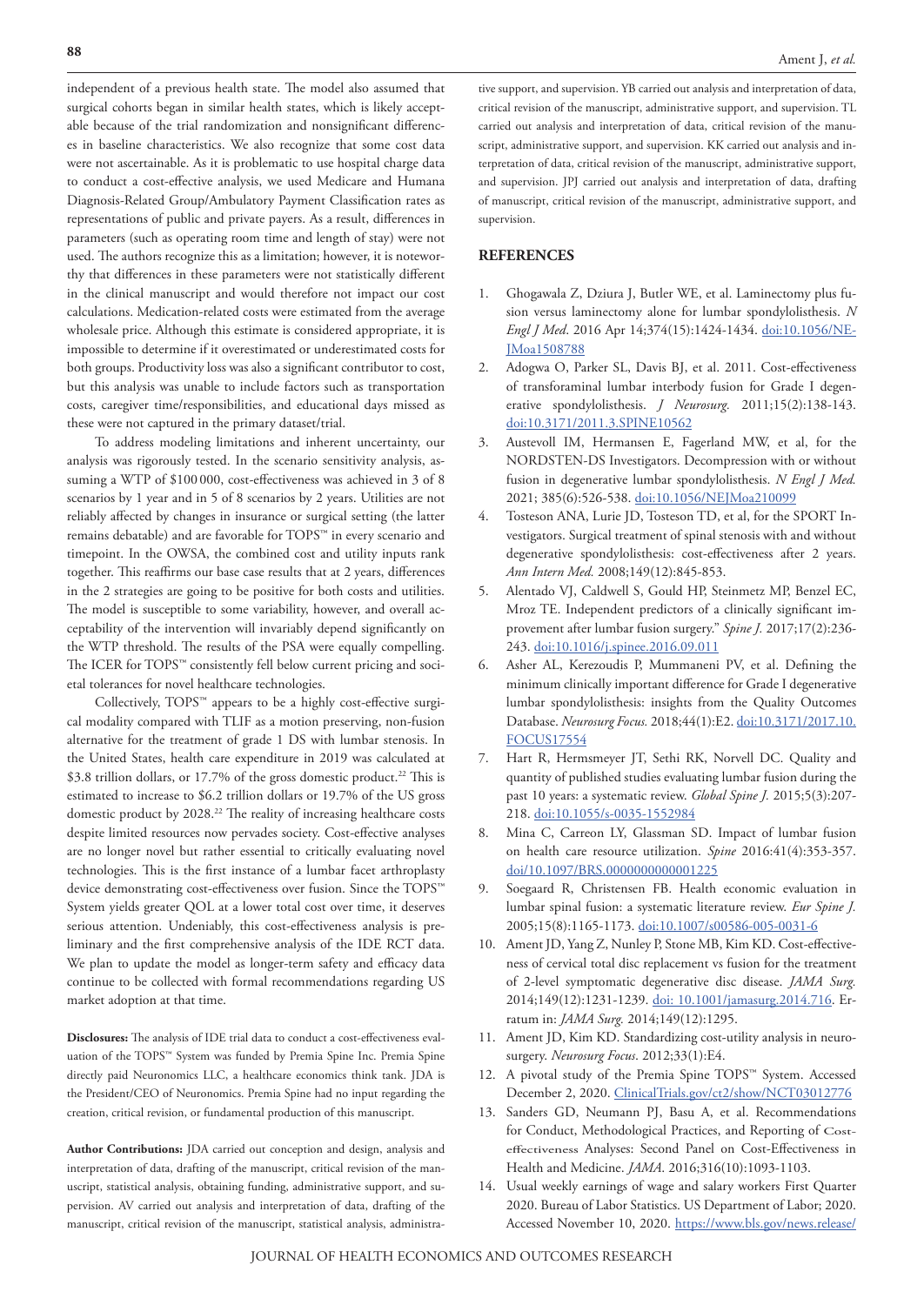independent of a previous health state. The model also assumed that surgical cohorts began in similar health states, which is likely acceptable because of the trial randomization and nonsignificant differences in baseline characteristics. We also recognize that some cost data were not ascertainable. As it is problematic to use hospital charge data to conduct a cost-effective analysis, we used Medicare and Humana Diagnosis-Related Group/Ambulatory Payment Classification rates as representations of public and private payers. As a result, differences in parameters (such as operating room time and length of stay) were not used. The authors recognize this as a limitation; however, it is noteworthy that differences in these parameters were not statistically different in the clinical manuscript and would therefore not impact our cost calculations. Medication-related costs were estimated from the average wholesale price. Although this estimate is considered appropriate, it is impossible to determine if it overestimated or underestimated costs for both groups. Productivity loss was also a significant contributor to cost, but this analysis was unable to include factors such as transportation costs, caregiver time/responsibilities, and educational days missed as these were not captured in the primary dataset/trial.

To address modeling limitations and inherent uncertainty, our analysis was rigorously tested. In the scenario sensitivity analysis, assuming a WTP of $100 000, cost-effectiveness was achieved in 3 of 8 scenarios by 1 year and in 5 of 8 scenarios by 2 years. Utilities are not reliably affected by changes in insurance or surgical setting (the latter remains debatable) and are favorable for TOPS™ in every scenario and timepoint. In the OWSA, the combined cost and utility inputs rank together. This reaffirms our base case results that at 2 years, differences in the 2 strategies are going to be positive for both costs and utilities. The model is susceptible to some variability, however, and overall acceptability of the intervention will invariably depend significantly on the WTP threshold. The results of the PSA were equally compelling. The ICER for TOPS™ consistently fell below current pricing and societal tolerances for novel healthcare technologies.

Collectively, TOPS™ appears to be a highly cost-effective surgical modality compared with TLIF as a motion preserving, non-fusion alternative for the treatment of grade 1 DS with lumbar stenosis. In the United States, health care expenditure in 2019 was calculated at $3.8 trillion dollars, or 17.7% of the gross domestic product.[22] This is estimated to increase to $6.2 trillion dollars or 19.7% of the US gross domestic product by 2028.[22] The reality of increasing healthcare costs despite limited resources now pervades society. Cost-effective analyses are no longer novel but rather essential to critically evaluating novel technologies. This is the first instance of a lumbar facet arthroplasty device demonstrating cost-effectiveness over fusion. Since the TOPS™ System yields greater QOL at a lower total cost over time, it deserves serious attention. Undeniably, this cost-effectiveness analysis is preliminary and the first comprehensive analysis of the IDE RCT data. We plan to update the model as longer-term safety and efficacy data continue to be collected with formal recommendations regarding US market adoption at that time.

**Disclosures:** The analysis of IDE trial data to conduct a cost-effectiveness evaluation of the TOPS™ System was funded by Premia Spine Inc. Premia Spine directly paid Neuronomics LLC, a healthcare economics think tank. JDA is the President/CEO of Neuronomics. Premia Spine had no input regarding the creation, critical revision, or fundamental production of this manuscript.

**Author Contributions:** JDA carried out conception and design, analysis and interpretation of data, drafting of the manuscript, critical revision of the manuscript, statistical analysis, obtaining funding, administrative support, and supervision. AV carried out analysis and interpretation of data, drafting of the manuscript, critical revision of the manuscript, statistical analysis, administrative support, and supervision. YB carried out analysis and interpretation of data, critical revision of the manuscript, administrative support, and supervision. TL carried out analysis and interpretation of data, critical revision of the manuscript, administrative support, and supervision. KK carried out analysis and interpretation of data, critical revision of the manuscript, administrative support, and supervision. JPJ carried out analysis and interpretation of data, drafting of manuscript, critical revision of the manuscript, administrative support, and supervision.

## REFERENCES

1. Ghogawala Z, Dziura J, Butler WE, et al. Laminectomy plus fusion versus laminectomy alone for lumbar spondylolisthesis. *N Engl J Med*. 2016 Apr 14;374(15):1424-1434. doi:10.1056/NEJMoa1508788
2. Adogwa O, Parker SL, Davis BJ, et al. 2011. Cost-effectiveness of transforaminal lumbar interbody fusion for Grade I degenerative spondylolisthesis. *J Neurosurg.* 2011;15(2):138-143. doi:10.3171/2011.3.SPINE10562
3. Austevoll IM, Hermansen E, Fagerland MW, et al, for the NORDSTEN-DS Investigators. Decompression with or without fusion in degenerative lumbar spondylolisthesis. *N Engl J Med.* 2021; 385(6):526-538. doi:10.1056/NEJMoa210099
4. Tosteson ANA, Lurie JD, Tosteson TD, et al, for the SPORT Investigators. Surgical treatment of spinal stenosis with and without degenerative spondylolisthesis: cost-effectiveness after 2 years. *Ann Intern Med.* 2008;149(12):845-853.
5. Alentado VJ, Caldwell S, Gould HP, Steinmetz MP, Benzel EC, Mroz TE. Independent predictors of a clinically significant improvement after lumbar fusion surgery." *Spine J.* 2017;17(2):236-243. doi:10.1016/j.spinee.2016.09.011
6. Asher AL, Kerezoudis P, Mummaneni PV, et al. Defining the minimum clinically important difference for Grade I degenerative lumbar spondylolisthesis: insights from the Quality Outcomes Database. *Neurosurg Focus.* 2018;44(1):E2. doi:10.3171/2017.10.FOCUS17554
7. Hart R, Hermsmeyer JT, Sethi RK, Norvell DC. Quality and quantity of published studies evaluating lumbar fusion during the past 10 years: a systematic review. *Global Spine J.* 2015;5(3):207-218. doi:10.1055/s-0035-1552984
8. Mina C, Carreon LY, Glassman SD. Impact of lumbar fusion on health care resource utilization. *Spine* 2016:41(4):353-357. doi/10.1097/BRS.0000000000001225
9. Soegaard R, Christensen FB. Health economic evaluation in lumbar spinal fusion: a systematic literature review. *Eur Spine J.* 2005;15(8):1165-1173. doi:10.1007/s00586-005-0031-6
10. Ament JD, Yang Z, Nunley P, Stone MB, Kim KD. Cost-effectiveness of cervical total disc replacement vs fusion for the treatment of 2-level symptomatic degenerative disc disease. *JAMA Surg.* 2014;149(12):1231-1239. doi: 10.1001/jamasurg.2014.716. Erratum in: *JAMA Surg.* 2014;149(12):1295.
11. Ament JD, Kim KD. Standardizing cost-utility analysis in neurosurgery. *Neurosurg Focus*. 2012;33(1):E4.
12. A pivotal study of the Premia Spine TOPS™ System. Accessed December 2, 2020. ClinicalTrials.gov/ct2/show/NCT03012776
13. Sanders GD, Neumann PJ, Basu A, et al. Recommendations for Conduct, Methodological Practices, and Reporting of Cost-effectiveness Analyses: Second Panel on Cost-Effectiveness in Health and Medicine. *JAMA.* 2016;316(10):1093-1103.
14. Usual weekly earnings of wage and salary workers First Quarter 2020. Bureau of Labor Statistics. US Department of Labor; 2020. Accessed November 10, 2020. https://www.bls.gov/news.release/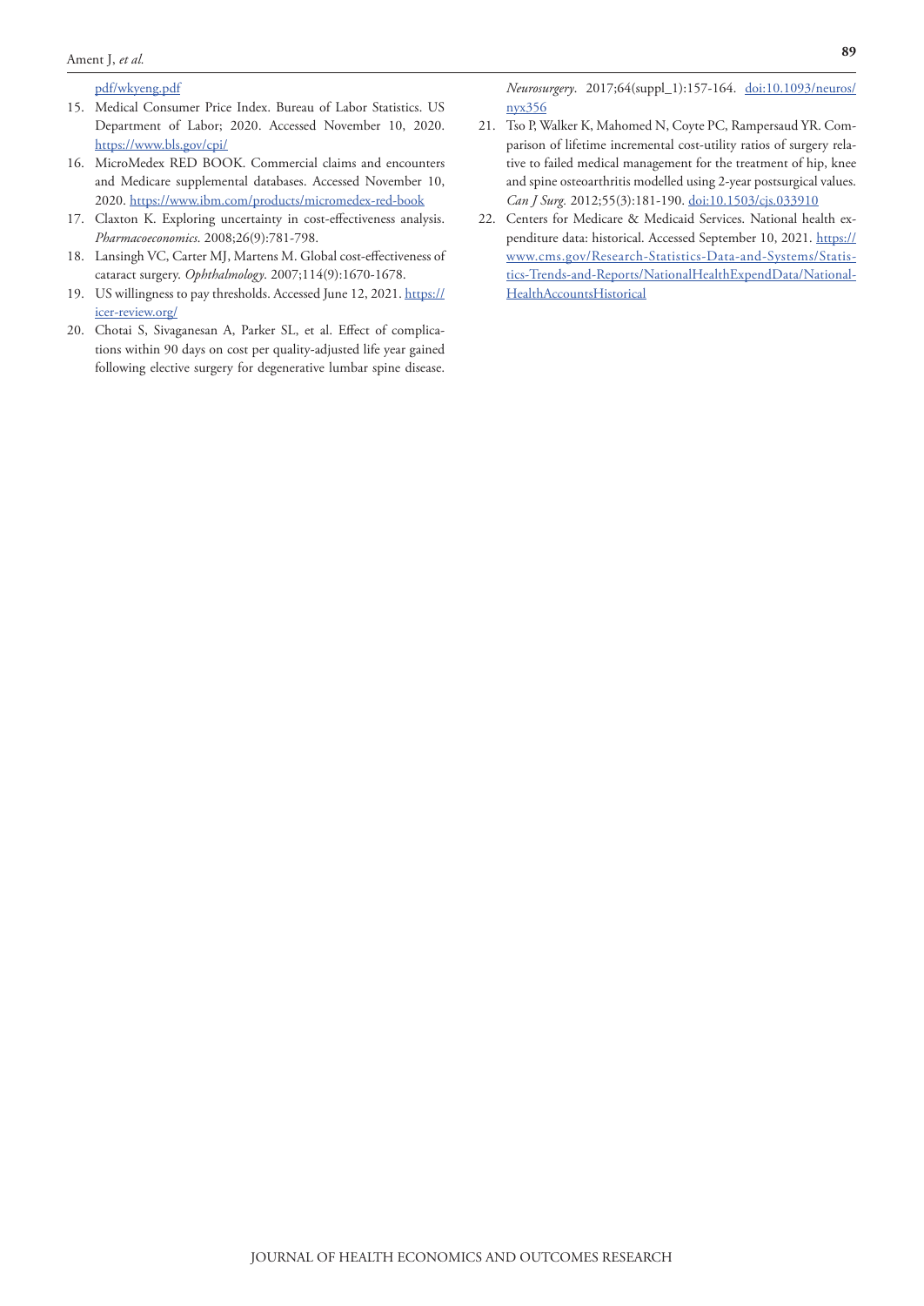pdf/wkyeng.pdf

15. Medical Consumer Price Index. Bureau of Labor Statistics. US Department of Labor; 2020. Accessed November 10, 2020. https://www.bls.gov/cpi/
16. MicroMedex RED BOOK. Commercial claims and encounters and Medicare supplemental databases. Accessed November 10, 2020. https://www.ibm.com/products/micromedex-red-book
17. Claxton K. Exploring uncertainty in cost-effectiveness analysis. *Pharmacoeconomics*. 2008;26(9):781-798.
18. Lansingh VC, Carter MJ, Martens M. Global cost-effectiveness of cataract surgery. *Ophthalmology*. 2007;114(9):1670-1678.
19. US willingness to pay thresholds. Accessed June 12, 2021. https://icer-review.org/
20. Chotai S, Sivaganesan A, Parker SL, et al. Effect of complications within 90 days on cost per quality-adjusted life year gained following elective surgery for degenerative lumbar spine disease. *Neurosurgery*. 2017;64(suppl_1):157-164. doi:10.1093/neuros/nyx356
21. Tso P, Walker K, Mahomed N, Coyte PC, Rampersaud YR. Comparison of lifetime incremental cost-utility ratios of surgery relative to failed medical management for the treatment of hip, knee and spine osteoarthritis modelled using 2-year postsurgical values. *Can J Surg*. 2012;55(3):181-190. doi:10.1503/cjs.033910
22. Centers for Medicare & Medicaid Services. National health expenditure data: historical. Accessed September 10, 2021. https://www.cms.gov/Research-Statistics-Data-and-Systems/Statistics-Trends-and-Reports/NationalHealthExpendData/NationalHealthAccountsHistorical